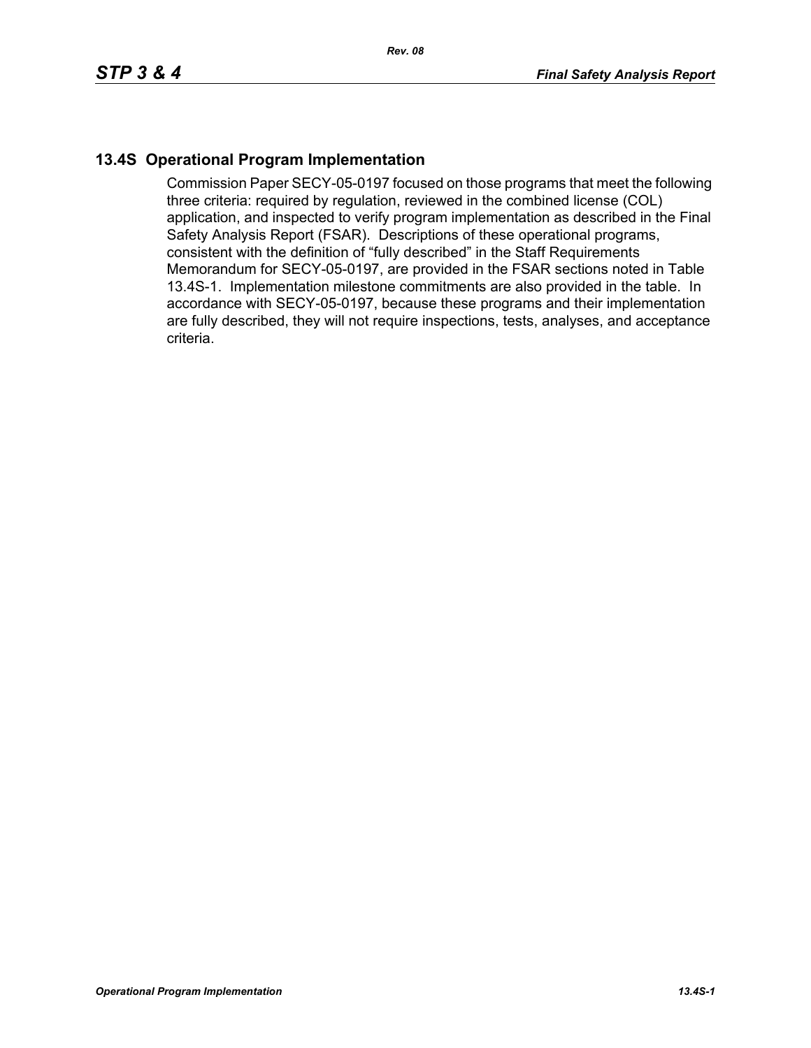## 13.4S Operational Program Implementation

Commission Paper SECY-05-0197 focused on those programs that meet the following three criteria: required by regulation, reviewed in the combined license (COL) application, and inspected to verify program implementation as described in the Final Safety Analysis Report (FSAR). Descriptions of these operational programs, consistent with the definition of "fully described" in the Staff Requirements Memorandum for SECY-05-0197, are provided in the FSAR sections noted in Table 13.4S-1. Implementation milestone commitments are also provided in the table. In accordance with SECY-05-0197, because these programs and their implementation are fully described, they will not require inspections, tests, analyses, and acceptance criteria.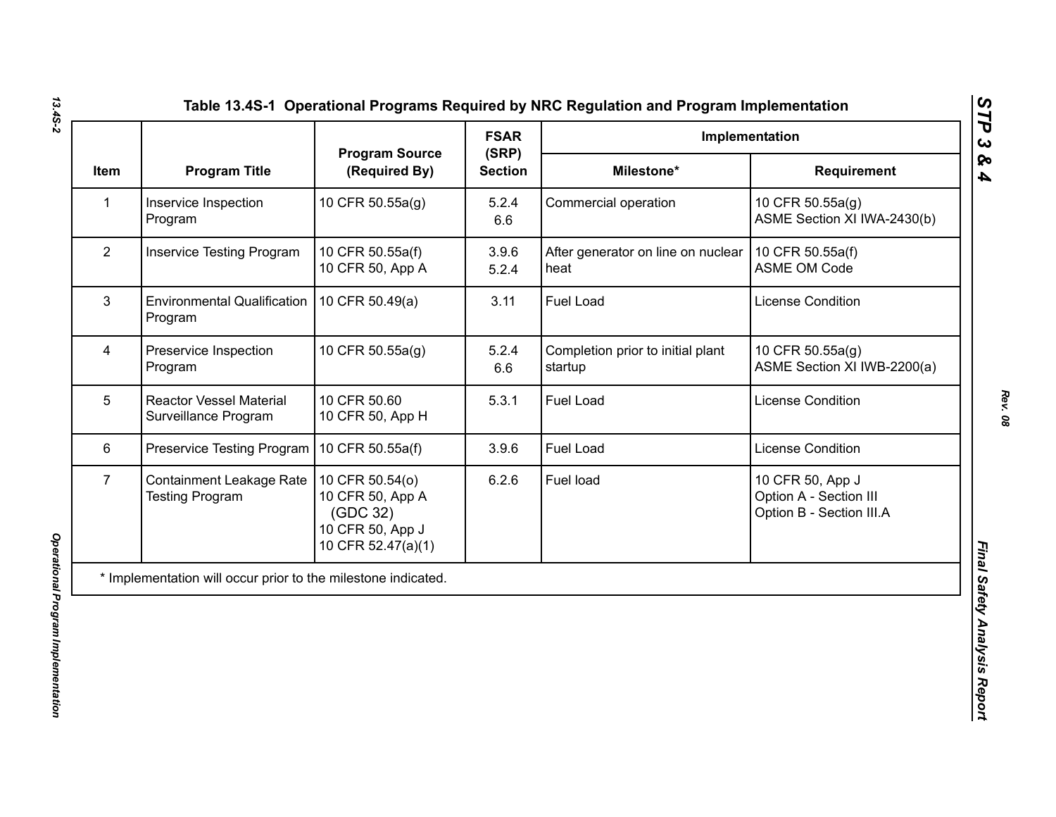## Table 13.4S-1 Operational Programs Required by NRC Regulation and Program Implementation

| Item | Program Title | Program Source (Required By) | FSAR (SRP) Section | Implementation | |
|---|---|---|---|---|---|
| | | | | Milestone* | Requirement |
| 1 | Inservice Inspection Program | 10 CFR 50.55a(g) | 5.2.4<br>6.6 | Commercial operation | 10 CFR 50.55a(g)<br>ASME Section XI IWA-2430(b) |
| 2 | Inservice Testing Program | 10 CFR 50.55a(f)<br>10 CFR 50, App A | 3.9.6<br>5.2.4 | After generator on line on nuclear heat | 10 CFR 50.55a(f)<br>ASME OM Code |
| 3 | Environmental Qualification Program | 10 CFR 50.49(a) | 3.11 | Fuel Load | License Condition |
| 4 | Preservice Inspection Program | 10 CFR 50.55a(g) | 5.2.4<br>6.6 | Completion prior to initial plant startup | 10 CFR 50.55a(g)<br>ASME Section XI IWB-2200(a) |
| 5 | Reactor Vessel Material Surveillance Program | 10 CFR 50.60<br>10 CFR 50, App H | 5.3.1 | Fuel Load | License Condition |
| 6 | Preservice Testing Program | 10 CFR 50.55a(f) | 3.9.6 | Fuel Load | License Condition |
| 7 | Containment Leakage Rate Testing Program | 10 CFR 50.54(o)<br>10 CFR 50, App A (GDC 32)<br>10 CFR 50, App J<br>10 CFR 52.47(a)(1) | 6.2.6 | Fuel load | 10 CFR 50, App J<br>Option A - Section III<br>Option B - Section III.A |

* Implementation will occur prior to the milestone indicated.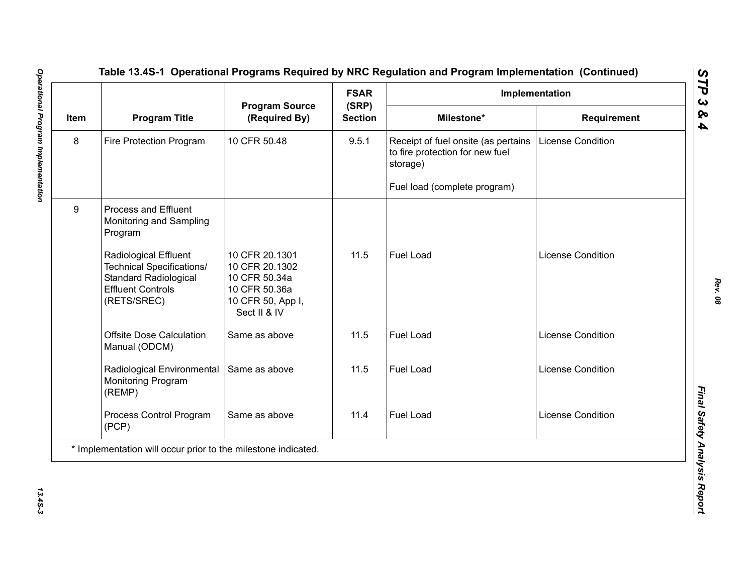# Table 13.4S-1 Operational Programs Required by NRC Regulation and Program Implementation (Continued)

| Item | Program Title | Program Source (Required By) | FSAR (SRP) Section | Implementation | |
|---|---|---|---|---|---|
| | | | | Milestone* | Requirement |
| 8 | Fire Protection Program | 10 CFR 50.48 | 9.5.1 | Receipt of fuel onsite (as pertains to fire protection for new fuel storage)<br><br>Fuel load (complete program) | License Condition |
| 9 | Process and Effluent Monitoring and Sampling Program | | | | |
| | Radiological Effluent Technical Specifications/ Standard Radiological Effluent Controls (RETS/SREC) | 10 CFR 20.1301<br>10 CFR 20.1302<br>10 CFR 50.34a<br>10 CFR 50.36a<br>10 CFR 50, App I, Sect II & IV | 11.5 | Fuel Load | License Condition |
| | Offsite Dose Calculation Manual (ODCM) | Same as above | 11.5 | Fuel Load | License Condition |
| | Radiological Environmental Monitoring Program (REMP) | Same as above | 11.5 | Fuel Load | License Condition |
| | Process Control Program (PCP) | Same as above | 11.4 | Fuel Load | License Condition |

* Implementation will occur prior to the milestone indicated.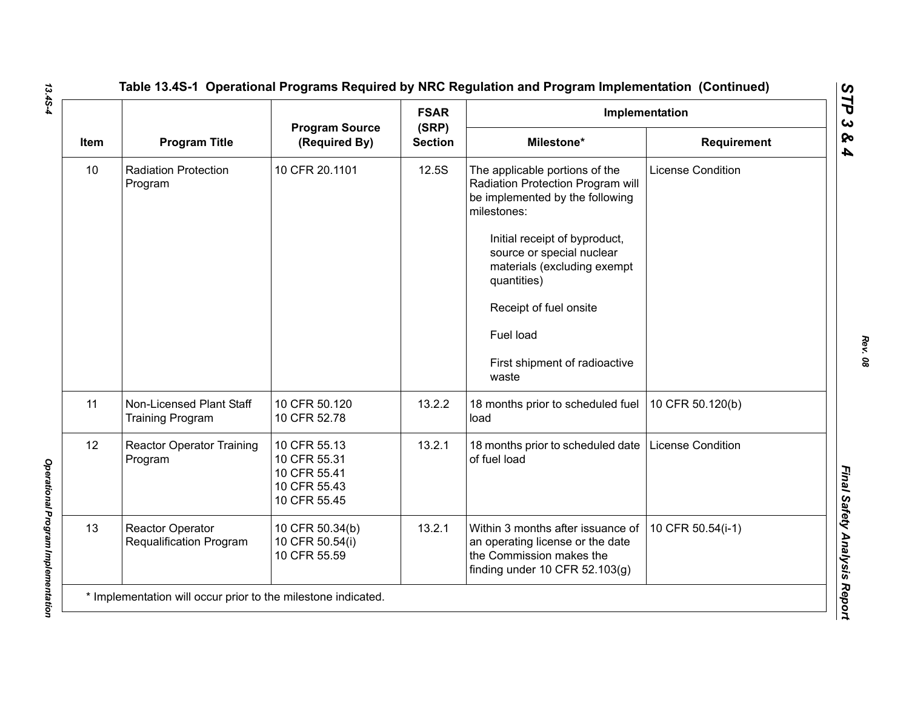## Table 13.4S-1 Operational Programs Required by NRC Regulation and Program Implementation (Continued)

| Item | Program Title | Program Source (Required By) | FSAR (SRP) Section | Implementation | |
|---|---|---|---|---|---|
| | | | | Milestone* | Requirement |
| 10 | Radiation Protection Program | 10 CFR 20.1101 | 12.5S | The applicable portions of the Radiation Protection Program will be implemented by the following milestones:<br><br>Initial receipt of byproduct, source or special nuclear materials (excluding exempt quantities)<br><br>Receipt of fuel onsite<br><br>Fuel load<br><br>First shipment of radioactive waste | License Condition |
| 11 | Non-Licensed Plant Staff Training Program | 10 CFR 50.120<br>10 CFR 52.78 | 13.2.2 | 18 months prior to scheduled fuel load | 10 CFR 50.120(b) |
| 12 | Reactor Operator Training Program | 10 CFR 55.13<br>10 CFR 55.31<br>10 CFR 55.41<br>10 CFR 55.43<br>10 CFR 55.45 | 13.2.1 | 18 months prior to scheduled date of fuel load | License Condition |
| 13 | Reactor Operator Requalification Program | 10 CFR 50.34(b)<br>10 CFR 50.54(i)<br>10 CFR 55.59 | 13.2.1 | Within 3 months after issuance of an operating license or the date the Commission makes the finding under 10 CFR 52.103(g) | 10 CFR 50.54(i-1) |

* Implementation will occur prior to the milestone indicated.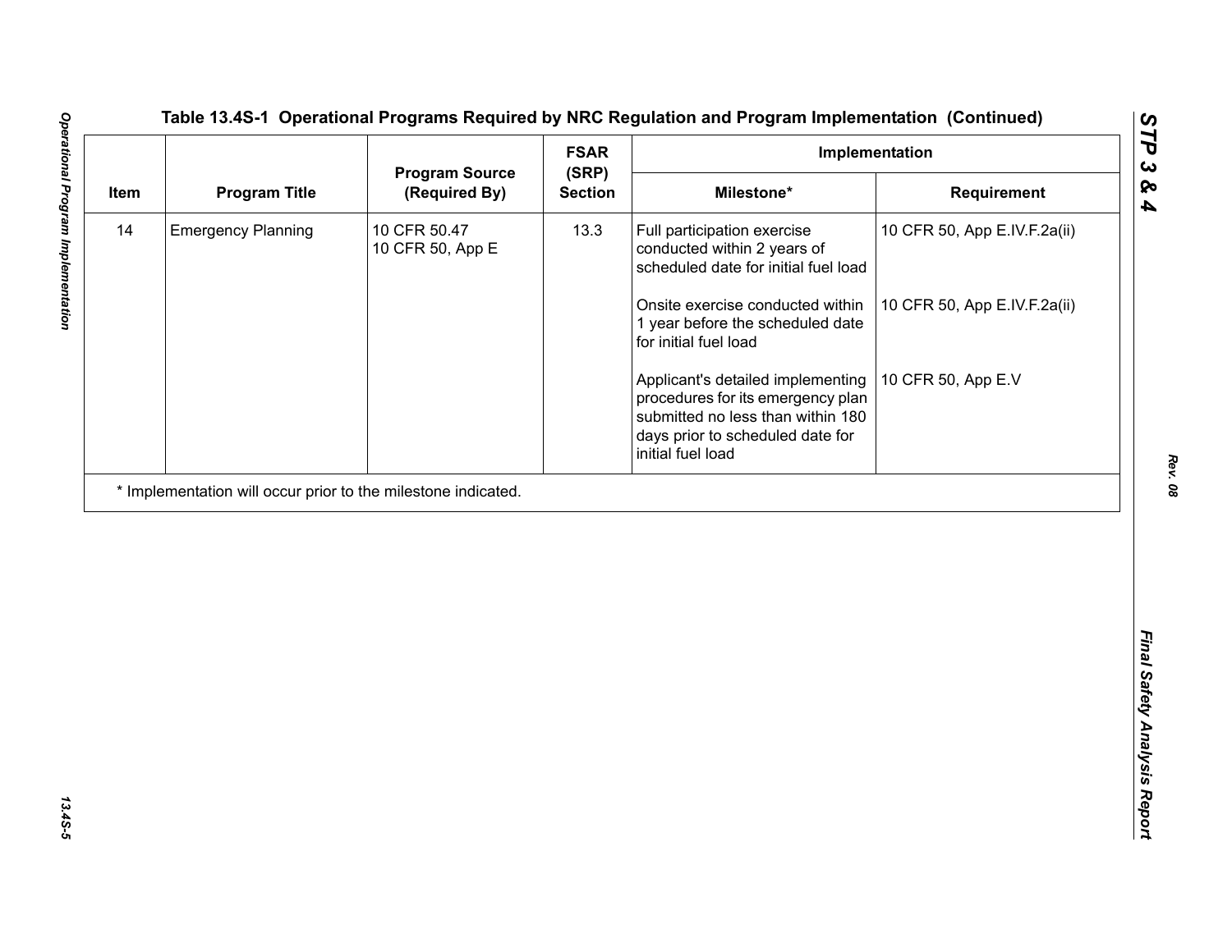## Table 13.4S-1 Operational Programs Required by NRC Regulation and Program Implementation (Continued)

| Item | Program Title | Program Source (Required By) | FSAR (SRP) Section | Implementation | |
|---|---|---|---|---|---|
| | | | | Milestone* | Requirement |
| 14 | Emergency Planning | 10 CFR 50.47<br>10 CFR 50, App E | 13.3 | Full participation exercise conducted within 2 years of scheduled date for initial fuel load | 10 CFR 50, App E.IV.F.2a(ii) |
| | | | | Onsite exercise conducted within 1 year before the scheduled date for initial fuel load | 10 CFR 50, App E.IV.F.2a(ii) |
| | | | | Applicant's detailed implementing procedures for its emergency plan submitted no less than within 180 days prior to scheduled date for initial fuel load | 10 CFR 50, App E.V |

* Implementation will occur prior to the milestone indicated.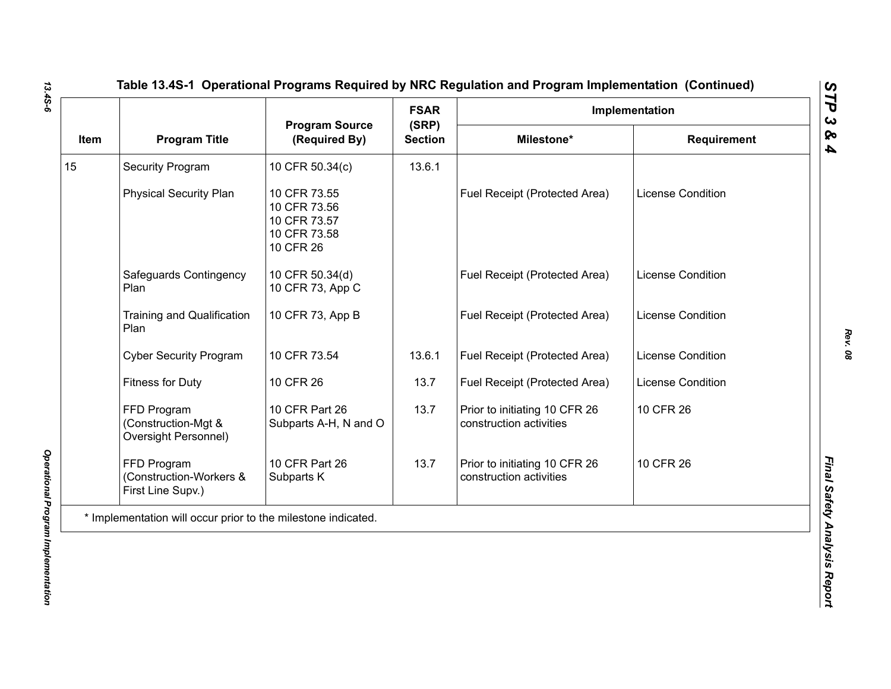## Table 13.4S-1 Operational Programs Required by NRC Regulation and Program Implementation (Continued)

| Item | Program Title | Program Source (Required By) | FSAR (SRP) Section | Implementation | |
|---|---|---|---|---|---|
| | | | | Milestone* | Requirement |
| 15 | Security Program | 10 CFR 50.34(c) | 13.6.1 | | |
| | Physical Security Plan | 10 CFR 73.55<br>10 CFR 73.56<br>10 CFR 73.57<br>10 CFR 73.58<br>10 CFR 26 | | Fuel Receipt (Protected Area) | License Condition |
| | Safeguards Contingency Plan | 10 CFR 50.34(d)<br>10 CFR 73, App C | | Fuel Receipt (Protected Area) | License Condition |
| | Training and Qualification Plan | 10 CFR 73, App B | | Fuel Receipt (Protected Area) | License Condition |
| | Cyber Security Program | 10 CFR 73.54 | 13.6.1 | Fuel Receipt (Protected Area) | License Condition |
| | Fitness for Duty | 10 CFR 26 | 13.7 | Fuel Receipt (Protected Area) | License Condition |
| | FFD Program (Construction-Mgt & Oversight Personnel) | 10 CFR Part 26 Subparts A-H, N and O | 13.7 | Prior to initiating 10 CFR 26 construction activities | 10 CFR 26 |
| | FFD Program (Construction-Workers & First Line Supv.) | 10 CFR Part 26 Subparts K | 13.7 | Prior to initiating 10 CFR 26 construction activities | 10 CFR 26 |

* Implementation will occur prior to the milestone indicated.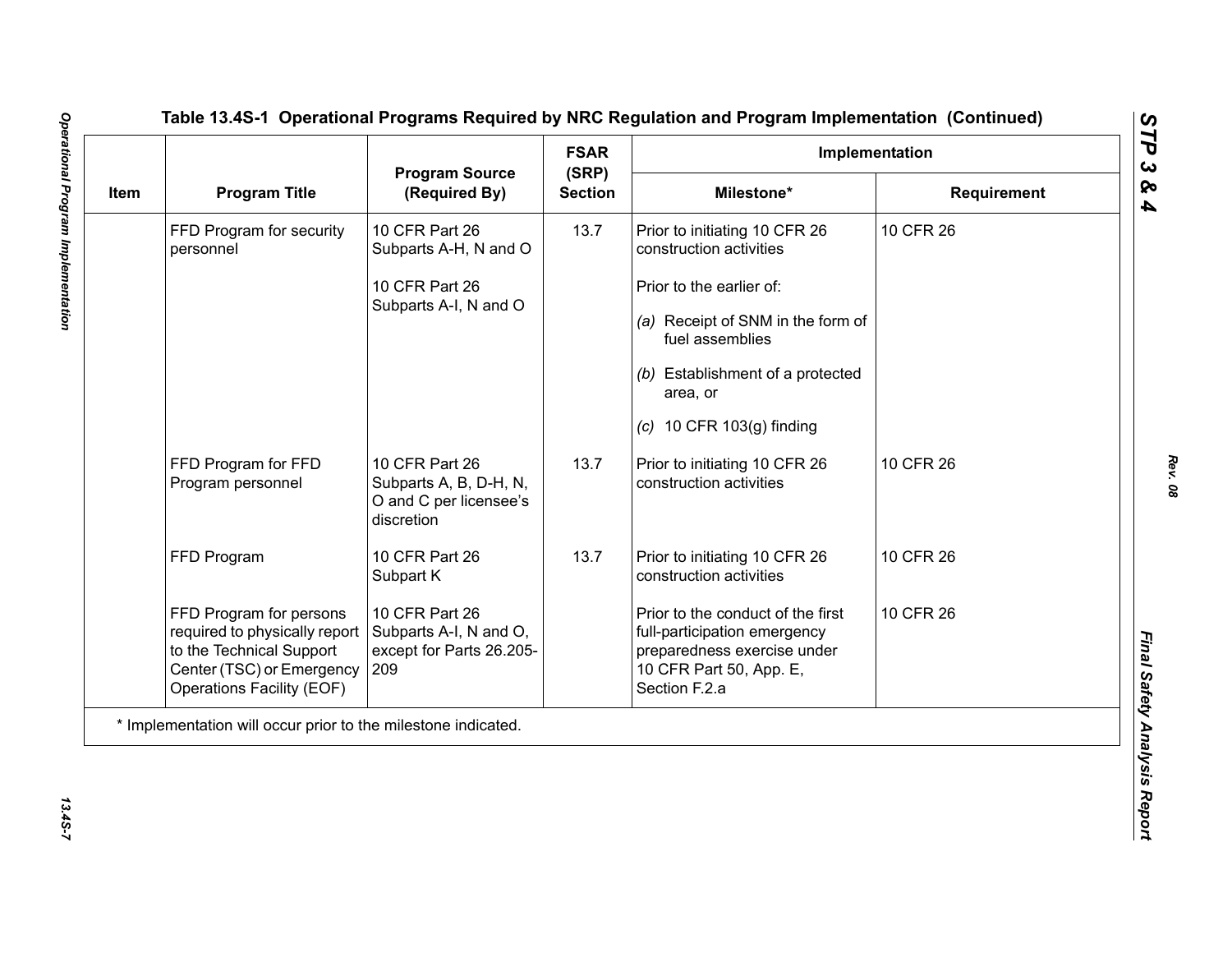## Table 13.4S-1 Operational Programs Required by NRC Regulation and Program Implementation (Continued)

| Item | Program Title | Program Source (Required By) | FSAR (SRP) Section | Implementation | |
|---|---|---|---|---|---|
| | | | | Milestone* | Requirement |
| | FFD Program for security personnel | 10 CFR Part 26 Subparts A-H, N and O<br><br>10 CFR Part 26 Subparts A-I, N and O | 13.7 | Prior to initiating 10 CFR 26 construction activities<br><br>Prior to the earlier of:<br>*(a)* Receipt of SNM in the form of fuel assemblies<br>*(b)* Establishment of a protected area, or<br>*(c)* 10 CFR 103(g) finding | 10 CFR 26 |
| | FFD Program for FFD Program personnel | 10 CFR Part 26 Subparts A, B, D-H, N, O and C per licensee's discretion | 13.7 | Prior to initiating 10 CFR 26 construction activities | 10 CFR 26 |
| | FFD Program | 10 CFR Part 26 Subpart K | 13.7 | Prior to initiating 10 CFR 26 construction activities | 10 CFR 26 |
| | FFD Program for persons required to physically report to the Technical Support Center (TSC) or Emergency Operations Facility (EOF) | 10 CFR Part 26 Subparts A-I, N and O, except for Parts 26.205-209 | | Prior to the conduct of the first full-participation emergency preparedness exercise under 10 CFR Part 50, App. E, Section F.2.a | 10 CFR 26 |

* Implementation will occur prior to the milestone indicated.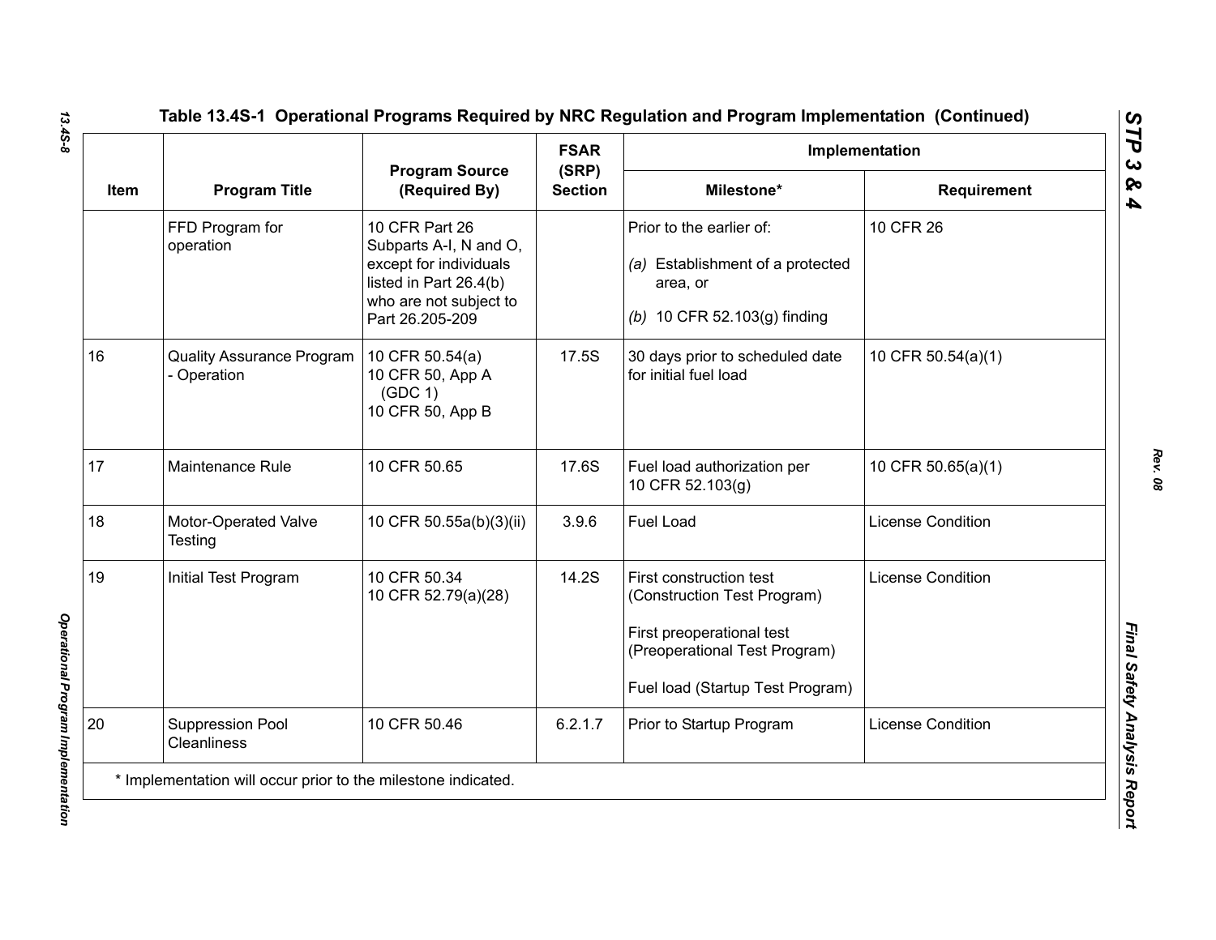## Table 13.4S-1 Operational Programs Required by NRC Regulation and Program Implementation (Continued)

| Item | Program Title | Program Source (Required By) | FSAR (SRP) Section | Implementation | |
|---|---|---|---|---|---|
| | | | | Milestone* | Requirement |
| | FFD Program for operation | 10 CFR Part 26 Subparts A-I, N and O, except for individuals listed in Part 26.4(b) who are not subject to Part 26.205-209 | | Prior to the earlier of: *(a)* Establishment of a protected area, or *(b)* 10 CFR 52.103(g) finding | 10 CFR 26 |
| 16 | Quality Assurance Program - Operation | 10 CFR 50.54(a) 10 CFR 50, App A (GDC 1) 10 CFR 50, App B | 17.5S | 30 days prior to scheduled date for initial fuel load | 10 CFR 50.54(a)(1) |
| 17 | Maintenance Rule | 10 CFR 50.65 | 17.6S | Fuel load authorization per 10 CFR 52.103(g) | 10 CFR 50.65(a)(1) |
| 18 | Motor-Operated Valve Testing | 10 CFR 50.55a(b)(3)(ii) | 3.9.6 | Fuel Load | License Condition |
| 19 | Initial Test Program | 10 CFR 50.34 10 CFR 52.79(a)(28) | 14.2S | First construction test (Construction Test Program) First preoperational test (Preoperational Test Program) Fuel load (Startup Test Program) | License Condition |
| 20 | Suppression Pool Cleanliness | 10 CFR 50.46 | 6.2.1.7 | Prior to Startup Program | License Condition |

\* Implementation will occur prior to the milestone indicated.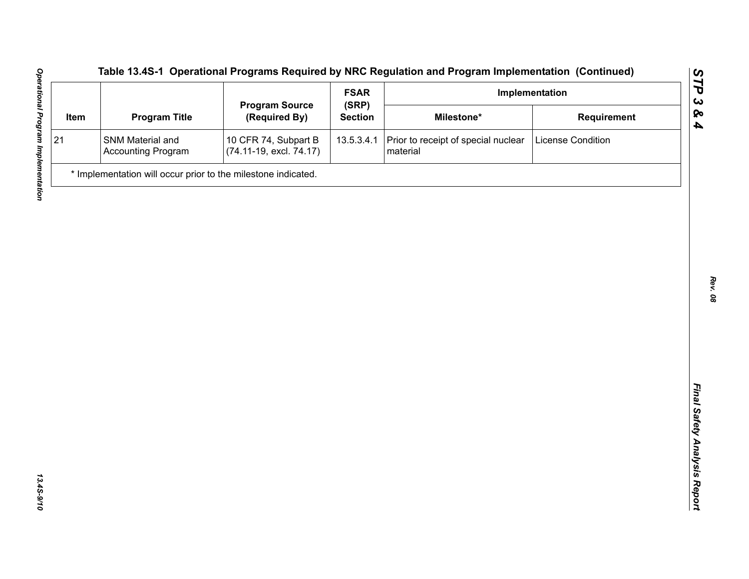Table 13.4S-1 Operational Programs Required by NRC Regulation and Program Implementation (Continued)

| Item | Program Title | Program Source (Required By) | FSAR (SRP) Section | Implementation | |
|---|---|---|---|---|---|
| | | | | Milestone* | Requirement |
| 21 | SNM Material and Accounting Program | 10 CFR 74, Subpart B (74.11-19, excl. 74.17) | 13.5.3.4.1 | Prior to receipt of special nuclear material | License Condition |

* Implementation will occur prior to the milestone indicated.